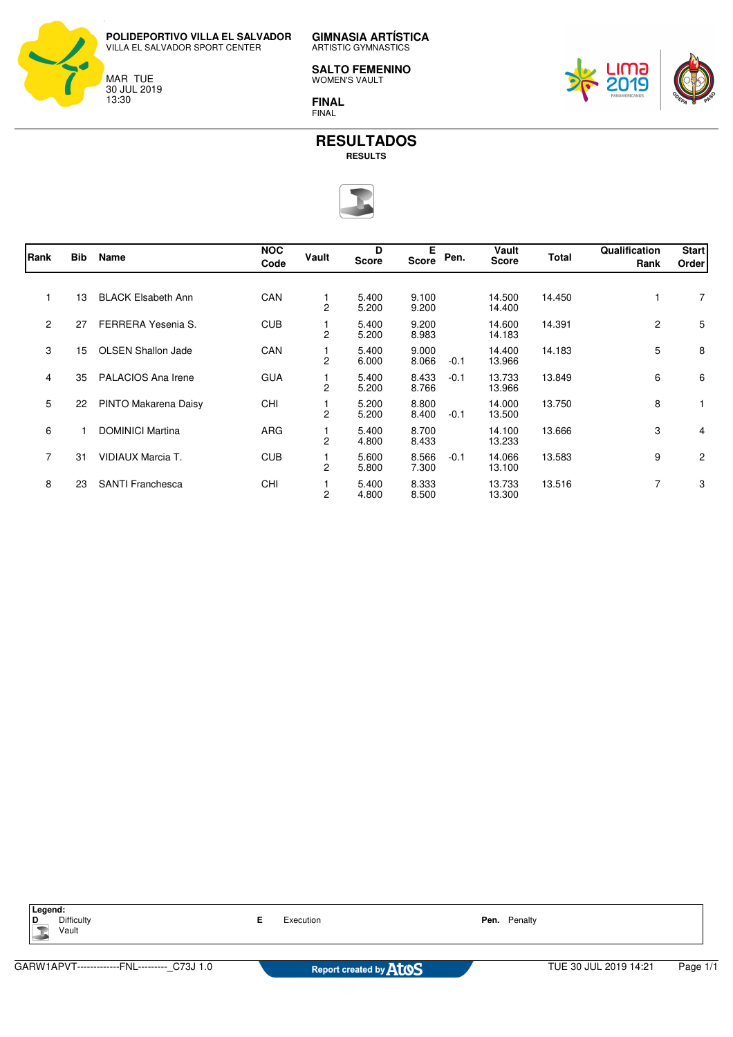**POLIDEPORTIVO VILLA EL SALVADOR**
VILLA EL SALVADOR SPORT CENTER

MAR TUE
30 JUL 2019
13:30

**GIMNASIA ARTÍSTICA**
ARTISTIC GYMNASTICS

**SALTO FEMENINO**
WOMEN'S VAULT

**FINAL**
FINAL

# RESULTADOS
**RESULTS**

| Rank | Bib | Name | NOC Code | Vault | D Score | E Score | Pen. | Vault Score | Total | Qualification Rank | Start Order |
|---|---|---|---|---|---|---|---|---|---|---|---|
| 1 | 13 | BLACK Elsabeth Ann | CAN | 1 | 5.400 | 9.100 | | 14.500 | 14.450 | 1 | 7 |
| | | | | 2 | 5.200 | 9.200 | | 14.400 | | | |
| 2 | 27 | FERRERA Yesenia S. | CUB | 1 | 5.400 | 9.200 | | 14.600 | 14.391 | 2 | 5 |
| | | | | 2 | 5.200 | 8.983 | | 14.183 | | | |
| 3 | 15 | OLSEN Shallon Jade | CAN | 1 | 5.400 | 9.000 | | 14.400 | 14.183 | 5 | 8 |
| | | | | 2 | 6.000 | 8.066 | -0.1 | 13.966 | | | |
| 4 | 35 | PALACIOS Ana Irene | GUA | 1 | 5.400 | 8.433 | -0.1 | 13.733 | 13.849 | 6 | 6 |
| | | | | 2 | 5.200 | 8.766 | | 13.966 | | | |
| 5 | 22 | PINTO Makarena Daisy | CHI | 1 | 5.200 | 8.800 | | 14.000 | 13.750 | 8 | 1 |
| | | | | 2 | 5.200 | 8.400 | -0.1 | 13.500 | | | |
| 6 | 1 | DOMINICI Martina | ARG | 1 | 5.400 | 8.700 | | 14.100 | 13.666 | 3 | 4 |
| | | | | 2 | 4.800 | 8.433 | | 13.233 | | | |
| 7 | 31 | VIDIAUX Marcia T. | CUB | 1 | 5.600 | 8.566 | -0.1 | 14.066 | 13.583 | 9 | 2 |
| | | | | 2 | 5.800 | 7.300 | | 13.100 | | | |
| 8 | 23 | SANTI Franchesca | CHI | 1 | 5.400 | 8.333 | | 13.733 | 13.516 | 7 | 3 |
| | | | | 2 | 4.800 | 8.500 | | 13.300 | | | |

**Legend:**
**D** Difficulty
Vault
**E** Execution
**Pen.** Penalty

GARW1APVT-------------FNL---------_C73J 1.0 | Report created by Atos | TUE 30 JUL 2019 14:21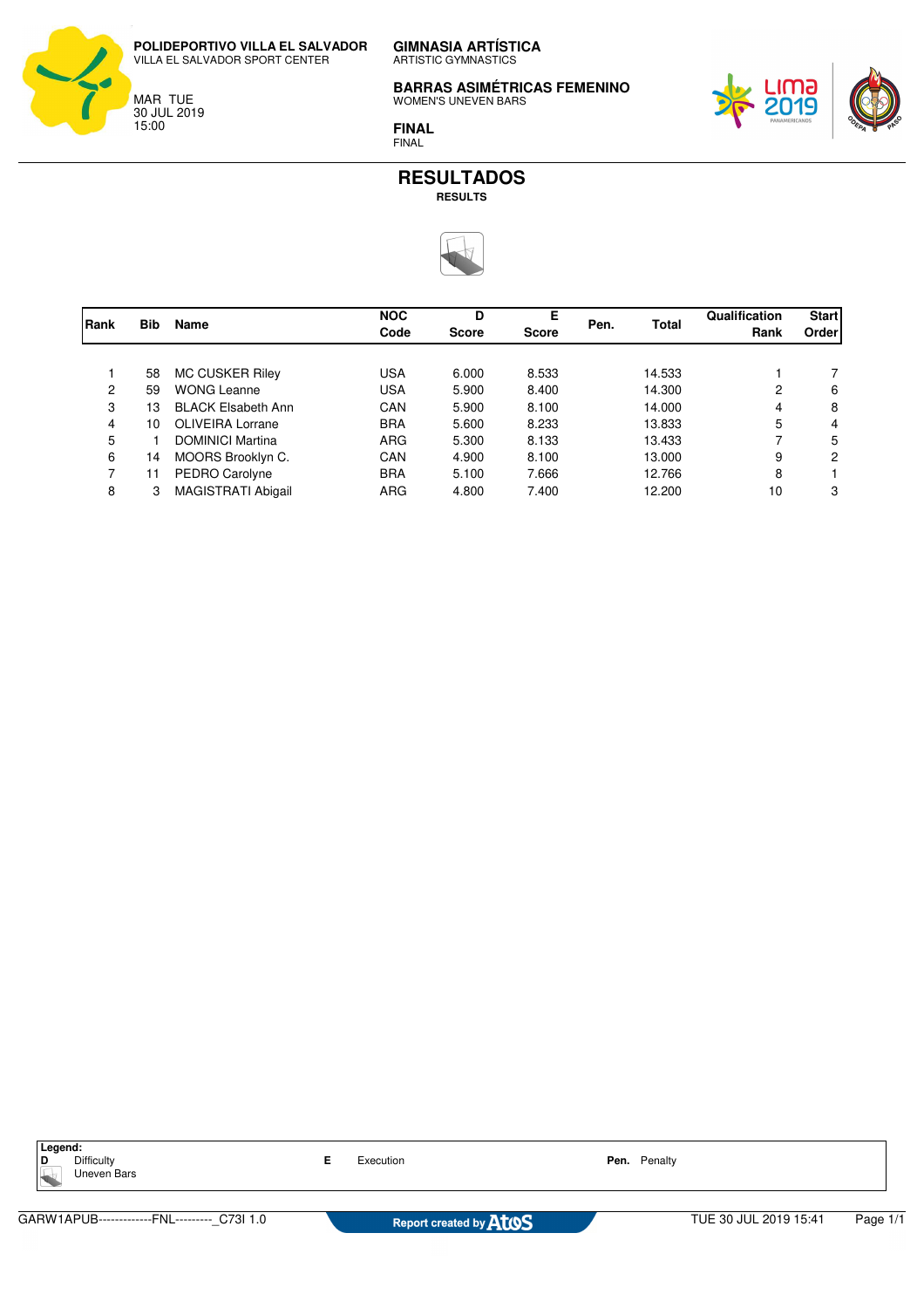**POLIDEPORTIVO VILLA EL SALVADOR**
VILLA EL SALVADOR SPORT CENTER

MAR TUE
30 JUL 2019
15:00

**GIMNASIA ARTÍSTICA**
ARTISTIC GYMNASTICS

**BARRAS ASIMÉTRICAS FEMENINO**
WOMEN'S UNEVEN BARS

**FINAL**
FINAL

# RESULTADOS

**RESULTS**

| Rank | Bib | Name | NOC Code | D Score | E Score | Pen. | Total | Qualification Rank | Start Order |
|---|---|---|---|---|---|---|---|---|---|
| 1 | 58 | MC CUSKER Riley | USA | 6.000 | 8.533 | | 14.533 | 1 | 7 |
| 2 | 59 | WONG Leanne | USA | 5.900 | 8.400 | | 14.300 | 2 | 6 |
| 3 | 13 | BLACK Elsabeth Ann | CAN | 5.900 | 8.100 | | 14.000 | 4 | 8 |
| 4 | 10 | OLIVEIRA Lorrane | BRA | 5.600 | 8.233 | | 13.833 | 5 | 4 |
| 5 | 1 | DOMINICI Martina | ARG | 5.300 | 8.133 | | 13.433 | 7 | 5 |
| 6 | 14 | MOORS Brooklyn C. | CAN | 4.900 | 8.100 | | 13.000 | 9 | 2 |
| 7 | 11 | PEDRO Carolyne | BRA | 5.100 | 7.666 | | 12.766 | 8 | 1 |
| 8 | 3 | MAGISTRATI Abigail | ARG | 4.800 | 7.400 | | 12.200 | 10 | 3 |

**Legend:**
**D** Difficulty
Uneven Bars
**E** Execution
**Pen.** Penalty

GARW1APUB-------------FNL---------_C73I 1.0 — Report created by Atos — TUE 30 JUL 2019 15:41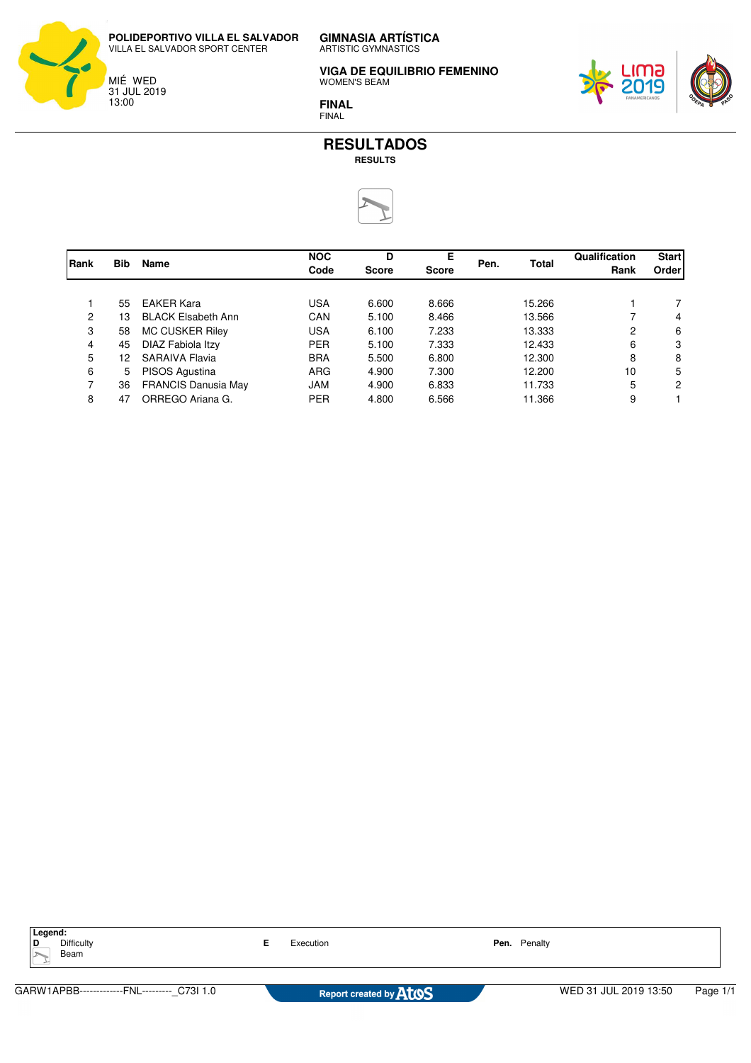**POLIDEPORTIVO VILLA EL SALVADOR**
VILLA EL SALVADOR SPORT CENTER

MIÉ WED
31 JUL 2019
13:00

**GIMNASIA ARTÍSTICA**
ARTISTIC GYMNASTICS

**VIGA DE EQUILIBRIO FEMENINO**
WOMEN'S BEAM

**FINAL**
FINAL

# RESULTADOS
**RESULTS**

| Rank | Bib | Name | NOC Code | D Score | E Score | Pen. | Total | Qualification Rank | Start Order |
|---|---|---|---|---|---|---|---|---|---|
| 1 | 55 | EAKER Kara | USA | 6.600 | 8.666 | | 15.266 | 1 | 7 |
| 2 | 13 | BLACK Elsabeth Ann | CAN | 5.100 | 8.466 | | 13.566 | 7 | 4 |
| 3 | 58 | MC CUSKER Riley | USA | 6.100 | 7.233 | | 13.333 | 2 | 6 |
| 4 | 45 | DIAZ Fabiola Itzy | PER | 5.100 | 7.333 | | 12.433 | 6 | 3 |
| 5 | 12 | SARAIVA Flavia | BRA | 5.500 | 6.800 | | 12.300 | 8 | 8 |
| 6 | 5 | PISOS Agustina | ARG | 4.900 | 7.300 | | 12.200 | 10 | 5 |
| 7 | 36 | FRANCIS Danusia May | JAM | 4.900 | 6.833 | | 11.733 | 5 | 2 |
| 8 | 47 | ORREGO Ariana G. | PER | 4.800 | 6.566 | | 11.366 | 9 | 1 |

**Legend:**
**D** Difficulty
Beam
**E** Execution
**Pen.** Penalty

GARW1APBB-------------FNL---------_C73I 1.0 | Report created by Atos | WED 31 JUL 2019 13:50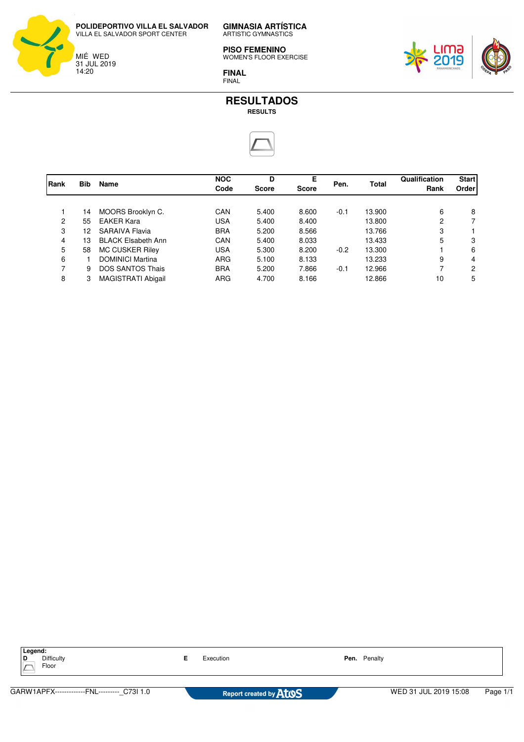**POLIDEPORTIVO VILLA EL SALVADOR**
VILLA EL SALVADOR SPORT CENTER

MIÉ WED
31 JUL 2019
14:20

**GIMNASIA ARTÍSTICA**
ARTISTIC GYMNASTICS

**PISO FEMENINO**
WOMEN'S FLOOR EXERCISE

**FINAL**
FINAL

# RESULTADOS
**RESULTS**

| Rank | Bib | Name | NOC Code | D Score | E Score | Pen. | Total | Qualification Rank | Start Order |
|---|---|---|---|---|---|---|---|---|---|
| 1 | 14 | MOORS Brooklyn C. | CAN | 5.400 | 8.600 | -0.1 | 13.900 | 6 | 8 |
| 2 | 55 | EAKER Kara | USA | 5.400 | 8.400 | | 13.800 | 2 | 7 |
| 3 | 12 | SARAIVA Flavia | BRA | 5.200 | 8.566 | | 13.766 | 3 | 1 |
| 4 | 13 | BLACK Elsabeth Ann | CAN | 5.400 | 8.033 | | 13.433 | 5 | 3 |
| 5 | 58 | MC CUSKER Riley | USA | 5.300 | 8.200 | -0.2 | 13.300 | 1 | 6 |
| 6 | 1 | DOMINICI Martina | ARG | 5.100 | 8.133 | | 13.233 | 9 | 4 |
| 7 | 9 | DOS SANTOS Thais | BRA | 5.200 | 7.866 | -0.1 | 12.966 | 7 | 2 |
| 8 | 3 | MAGISTRATI Abigail | ARG | 4.700 | 8.166 | | 12.866 | 10 | 5 |

**Legend:**
**D** Difficulty
Floor
**E** Execution
**Pen.** Penalty

GARW1APFX-------------FNL---------_C73I 1.0 | Report created by Atos | WED 31 JUL 2019 15:08